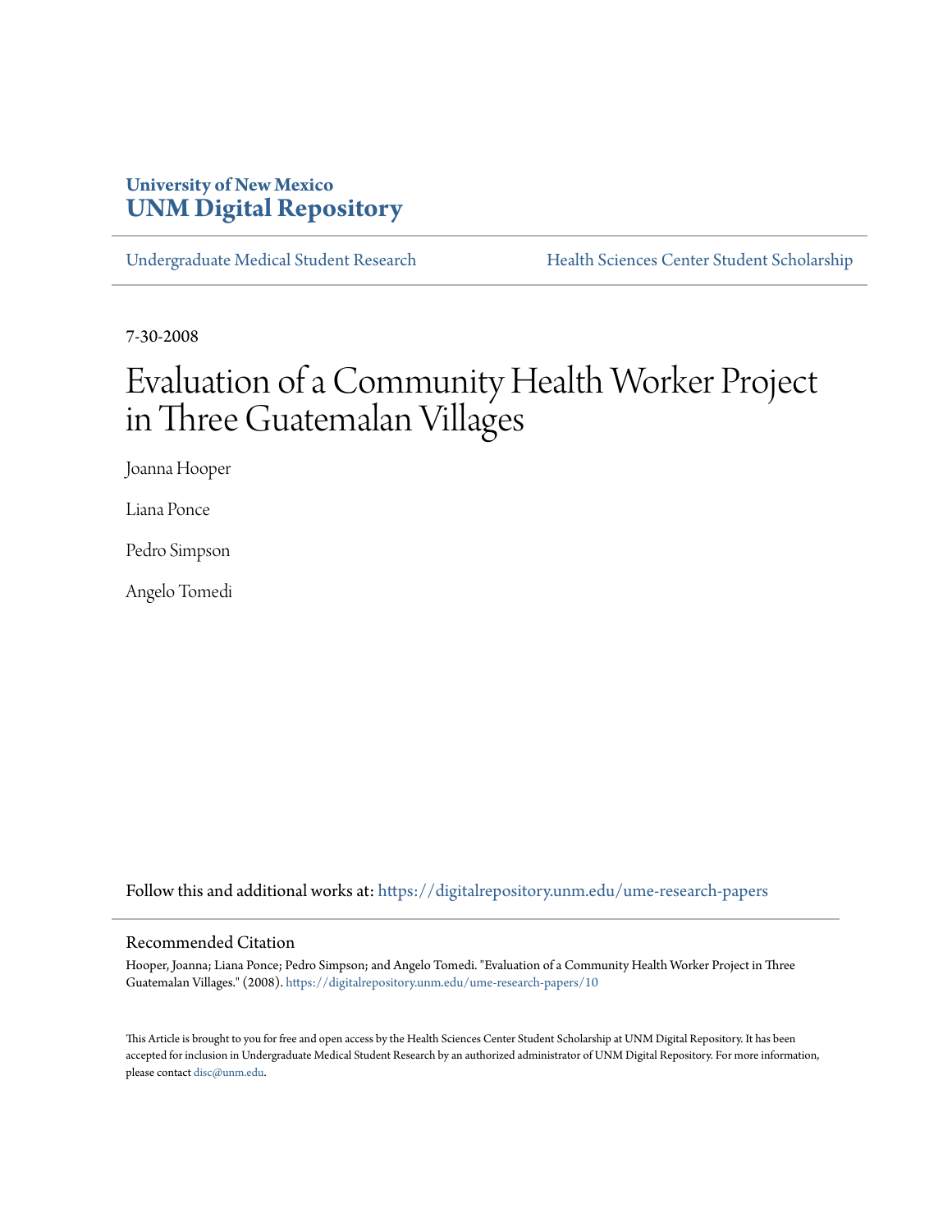University of New Mexico
**UNM Digital Repository**

Undergraduate Medical Student Research | Health Sciences Center Student Scholarship

7-30-2008

# Evaluation of a Community Health Worker Project in Three Guatemalan Villages

Joanna Hooper

Liana Ponce

Pedro Simpson

Angelo Tomedi

Follow this and additional works at: https://digitalrepository.unm.edu/ume-research-papers

## Recommended Citation

Hooper, Joanna; Liana Ponce; Pedro Simpson; and Angelo Tomedi. "Evaluation of a Community Health Worker Project in Three Guatemalan Villages." (2008). https://digitalrepository.unm.edu/ume-research-papers/10

This Article is brought to you for free and open access by the Health Sciences Center Student Scholarship at UNM Digital Repository. It has been accepted for inclusion in Undergraduate Medical Student Research by an authorized administrator of UNM Digital Repository. For more information, please contact disc@unm.edu.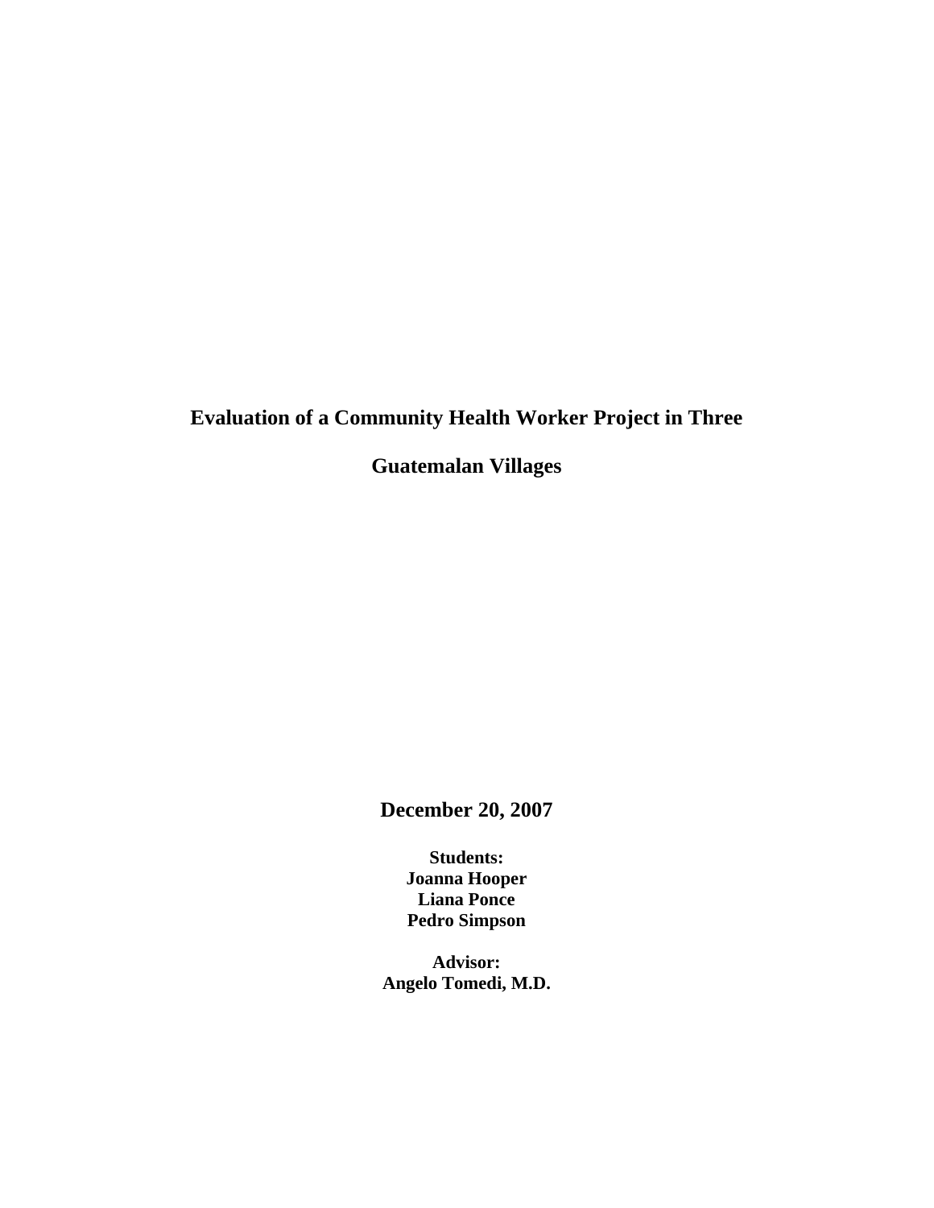# Evaluation of a Community Health Worker Project in Three Guatemalan Villages

**December 20, 2007**

**Students:**
**Joanna Hooper**
**Liana Ponce**
**Pedro Simpson**

**Advisor:**
**Angelo Tomedi, M.D.**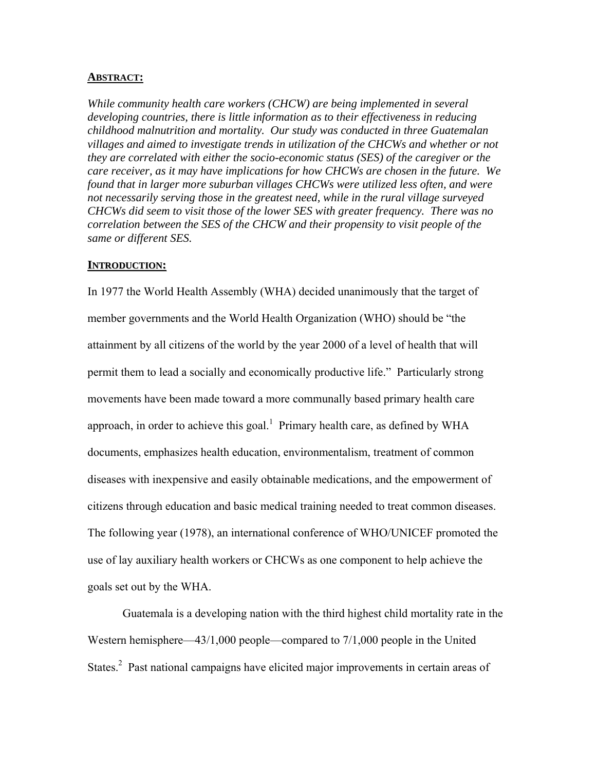## ABSTRACT:

*While community health care workers (CHCW) are being implemented in several developing countries, there is little information as to their effectiveness in reducing childhood malnutrition and mortality. Our study was conducted in three Guatemalan villages and aimed to investigate trends in utilization of the CHCWs and whether or not they are correlated with either the socio-economic status (SES) of the caregiver or the care receiver, as it may have implications for how CHCWs are chosen in the future. We found that in larger more suburban villages CHCWs were utilized less often, and were not necessarily serving those in the greatest need, while in the rural village surveyed CHCWs did seem to visit those of the lower SES with greater frequency. There was no correlation between the SES of the CHCW and their propensity to visit people of the same or different SES.*

## INTRODUCTION:

In 1977 the World Health Assembly (WHA) decided unanimously that the target of member governments and the World Health Organization (WHO) should be "the attainment by all citizens of the world by the year 2000 of a level of health that will permit them to lead a socially and economically productive life." Particularly strong movements have been made toward a more communally based primary health care approach, in order to achieve this goal.[1] Primary health care, as defined by WHA documents, emphasizes health education, environmentalism, treatment of common diseases with inexpensive and easily obtainable medications, and the empowerment of citizens through education and basic medical training needed to treat common diseases. The following year (1978), an international conference of WHO/UNICEF promoted the use of lay auxiliary health workers or CHCWs as one component to help achieve the goals set out by the WHA.

Guatemala is a developing nation with the third highest child mortality rate in the Western hemisphere—43/1,000 people—compared to 7/1,000 people in the United States.[2] Past national campaigns have elicited major improvements in certain areas of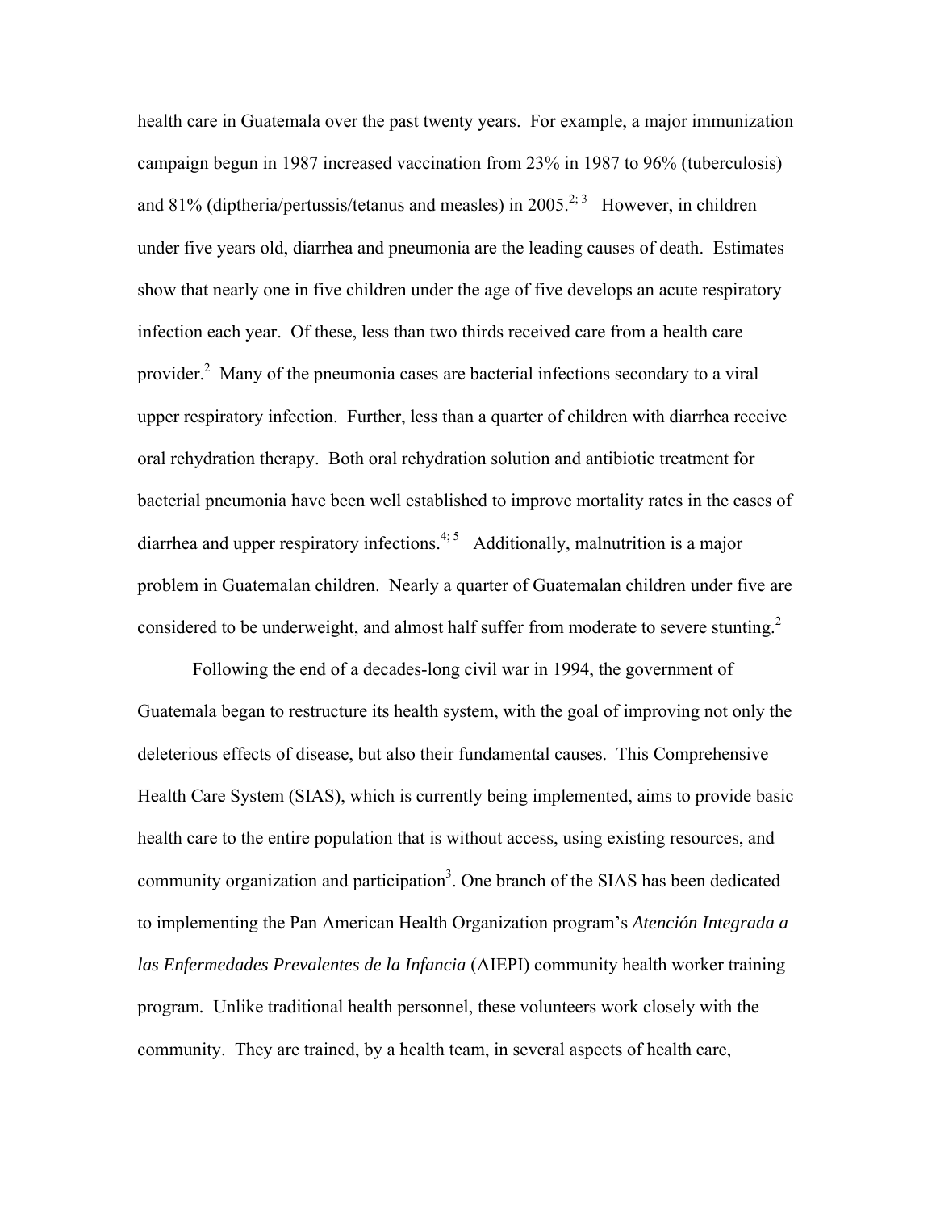health care in Guatemala over the past twenty years. For example, a major immunization campaign begun in 1987 increased vaccination from 23% in 1987 to 96% (tuberculosis) and 81% (diptheria/pertussis/tetanus and measles) in 2005.[2; 3] However, in children under five years old, diarrhea and pneumonia are the leading causes of death. Estimates show that nearly one in five children under the age of five develops an acute respiratory infection each year. Of these, less than two thirds received care from a health care provider.[2] Many of the pneumonia cases are bacterial infections secondary to a viral upper respiratory infection. Further, less than a quarter of children with diarrhea receive oral rehydration therapy. Both oral rehydration solution and antibiotic treatment for bacterial pneumonia have been well established to improve mortality rates in the cases of diarrhea and upper respiratory infections.[4; 5] Additionally, malnutrition is a major problem in Guatemalan children. Nearly a quarter of Guatemalan children under five are considered to be underweight, and almost half suffer from moderate to severe stunting.[2]

Following the end of a decades-long civil war in 1994, the government of Guatemala began to restructure its health system, with the goal of improving not only the deleterious effects of disease, but also their fundamental causes. This Comprehensive Health Care System (SIAS), which is currently being implemented, aims to provide basic health care to the entire population that is without access, using existing resources, and community organization and participation[3]. One branch of the SIAS has been dedicated to implementing the Pan American Health Organization program's *Atención Integrada a las Enfermedades Prevalentes de la Infancia* (AIEPI) community health worker training program. Unlike traditional health personnel, these volunteers work closely with the community. They are trained, by a health team, in several aspects of health care,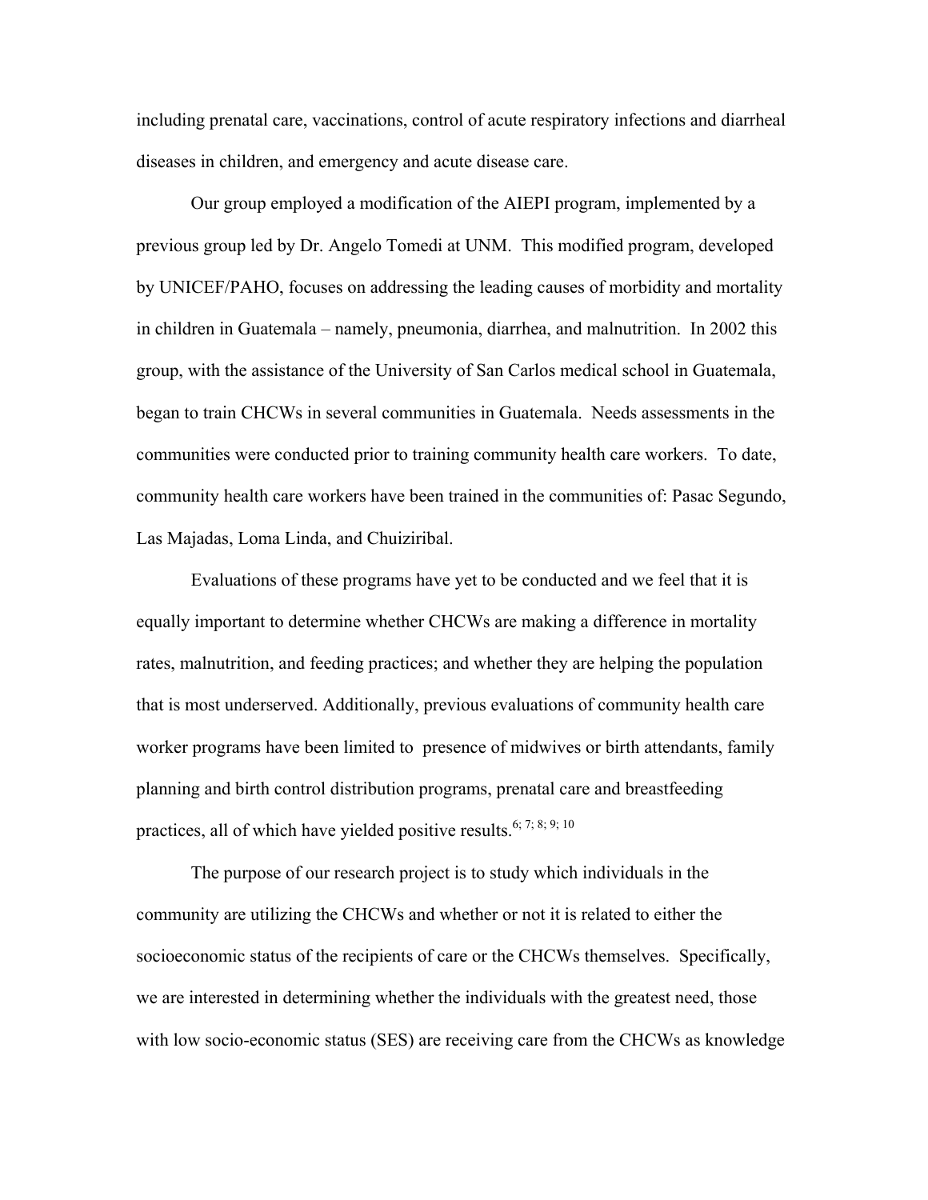including prenatal care, vaccinations, control of acute respiratory infections and diarrheal diseases in children, and emergency and acute disease care.

Our group employed a modification of the AIEPI program, implemented by a previous group led by Dr. Angelo Tomedi at UNM. This modified program, developed by UNICEF/PAHO, focuses on addressing the leading causes of morbidity and mortality in children in Guatemala – namely, pneumonia, diarrhea, and malnutrition. In 2002 this group, with the assistance of the University of San Carlos medical school in Guatemala, began to train CHCWs in several communities in Guatemala. Needs assessments in the communities were conducted prior to training community health care workers. To date, community health care workers have been trained in the communities of: Pasac Segundo, Las Majadas, Loma Linda, and Chuiziribal.

Evaluations of these programs have yet to be conducted and we feel that it is equally important to determine whether CHCWs are making a difference in mortality rates, malnutrition, and feeding practices; and whether they are helping the population that is most underserved. Additionally, previous evaluations of community health care worker programs have been limited to presence of midwives or birth attendants, family planning and birth control distribution programs, prenatal care and breastfeeding practices, all of which have yielded positive results.[6; 7; 8; 9; 10]

The purpose of our research project is to study which individuals in the community are utilizing the CHCWs and whether or not it is related to either the socioeconomic status of the recipients of care or the CHCWs themselves. Specifically, we are interested in determining whether the individuals with the greatest need, those with low socio-economic status (SES) are receiving care from the CHCWs as knowledge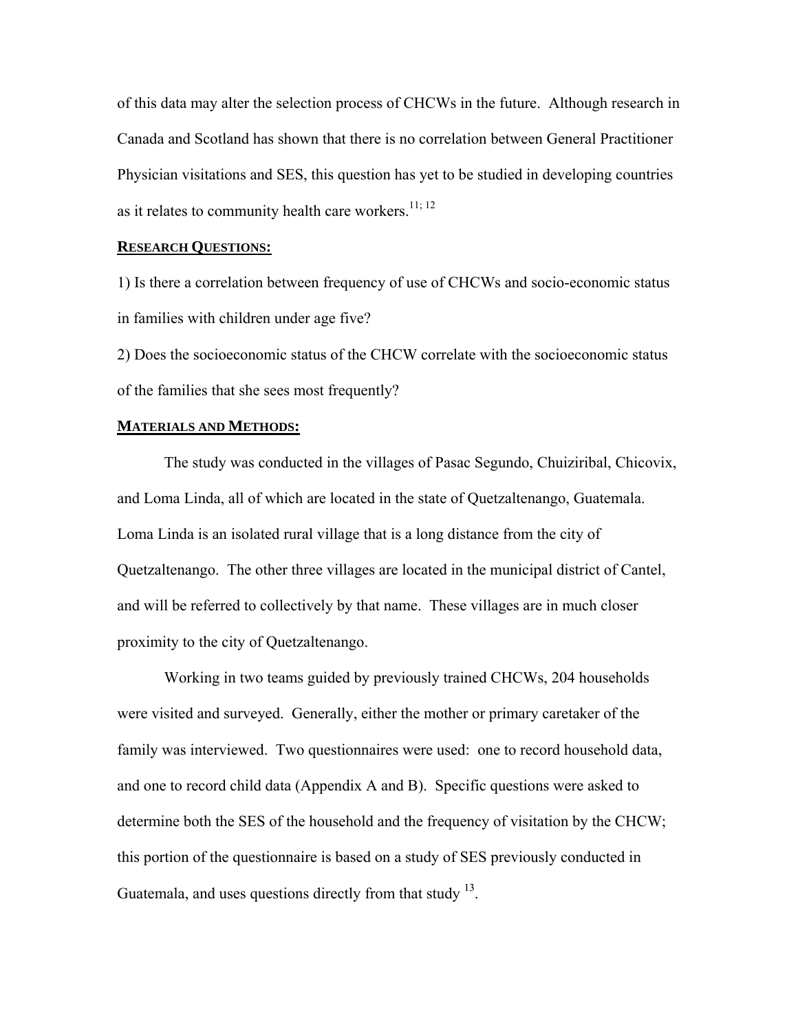of this data may alter the selection process of CHCWs in the future. Although research in Canada and Scotland has shown that there is no correlation between General Practitioner Physician visitations and SES, this question has yet to be studied in developing countries as it relates to community health care workers.[11; 12]

## RESEARCH QUESTIONS:

1) Is there a correlation between frequency of use of CHCWs and socio-economic status in families with children under age five?

2) Does the socioeconomic status of the CHCW correlate with the socioeconomic status of the families that she sees most frequently?

## MATERIALS AND METHODS:

The study was conducted in the villages of Pasac Segundo, Chuiziribal, Chicovix, and Loma Linda, all of which are located in the state of Quetzaltenango, Guatemala. Loma Linda is an isolated rural village that is a long distance from the city of Quetzaltenango. The other three villages are located in the municipal district of Cantel, and will be referred to collectively by that name. These villages are in much closer proximity to the city of Quetzaltenango.

Working in two teams guided by previously trained CHCWs, 204 households were visited and surveyed. Generally, either the mother or primary caretaker of the family was interviewed. Two questionnaires were used: one to record household data, and one to record child data (Appendix A and B). Specific questions were asked to determine both the SES of the household and the frequency of visitation by the CHCW; this portion of the questionnaire is based on a study of SES previously conducted in Guatemala, and uses questions directly from that study [13].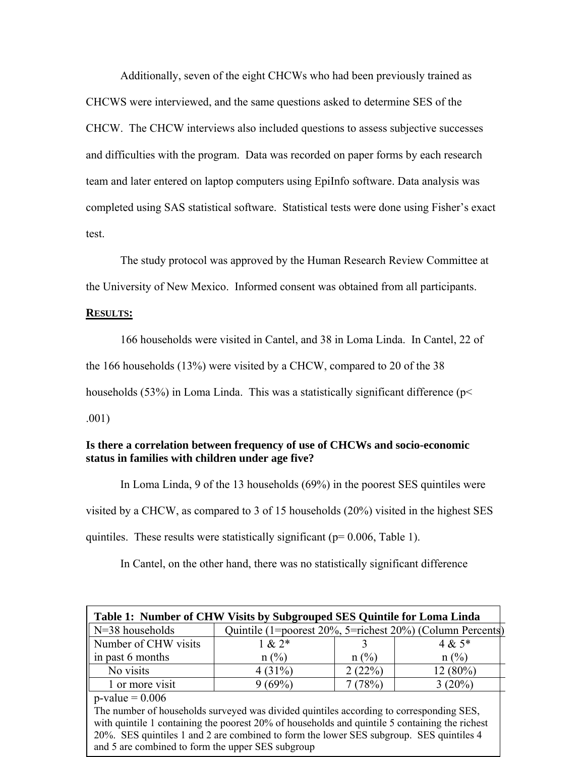Additionally, seven of the eight CHCWs who had been previously trained as CHCWS were interviewed, and the same questions asked to determine SES of the CHCW. The CHCW interviews also included questions to assess subjective successes and difficulties with the program. Data was recorded on paper forms by each research team and later entered on laptop computers using EpiInfo software. Data analysis was completed using SAS statistical software. Statistical tests were done using Fisher's exact test.

The study protocol was approved by the Human Research Review Committee at the University of New Mexico. Informed consent was obtained from all participants.

## RESULTS:

166 households were visited in Cantel, and 38 in Loma Linda. In Cantel, 22 of the 166 households (13%) were visited by a CHCW, compared to 20 of the 38 households (53%) in Loma Linda. This was a statistically significant difference ($p < .001$)

**Is there a correlation between frequency of use of CHCWs and socio-economic status in families with children under age five?**

In Loma Linda, 9 of the 13 households (69%) in the poorest SES quintiles were visited by a CHCW, as compared to 3 of 15 households (20%) visited in the highest SES quintiles. These results were statistically significant ($p = 0.006$, Table 1).

In Cantel, on the other hand, there was no statistically significant difference

**Table 1: Number of CHW Visits by Subgrouped SES Quintile for Loma Linda**

| N=38 households | Quintile (1=poorest 20%, 5=richest 20%) (Column Percents) | | |
|---|---|---|---|
| Number of CHW visits in past 6 months | 1 & 2*<br>n (%) | 3<br>n (%) | 4 & 5*<br>n (%) |
| No visits | 4 (31%) | 2 (22%) | 12 (80%) |
| 1 or more visit | 9 (69%) | 7 (78%) | 3 (20%) |

p-value = 0.006

The number of households surveyed was divided quintiles according to corresponding SES, with quintile 1 containing the poorest 20% of households and quintile 5 containing the richest 20%. SES quintiles 1 and 2 are combined to form the lower SES subgroup. SES quintiles 4 and 5 are combined to form the upper SES subgroup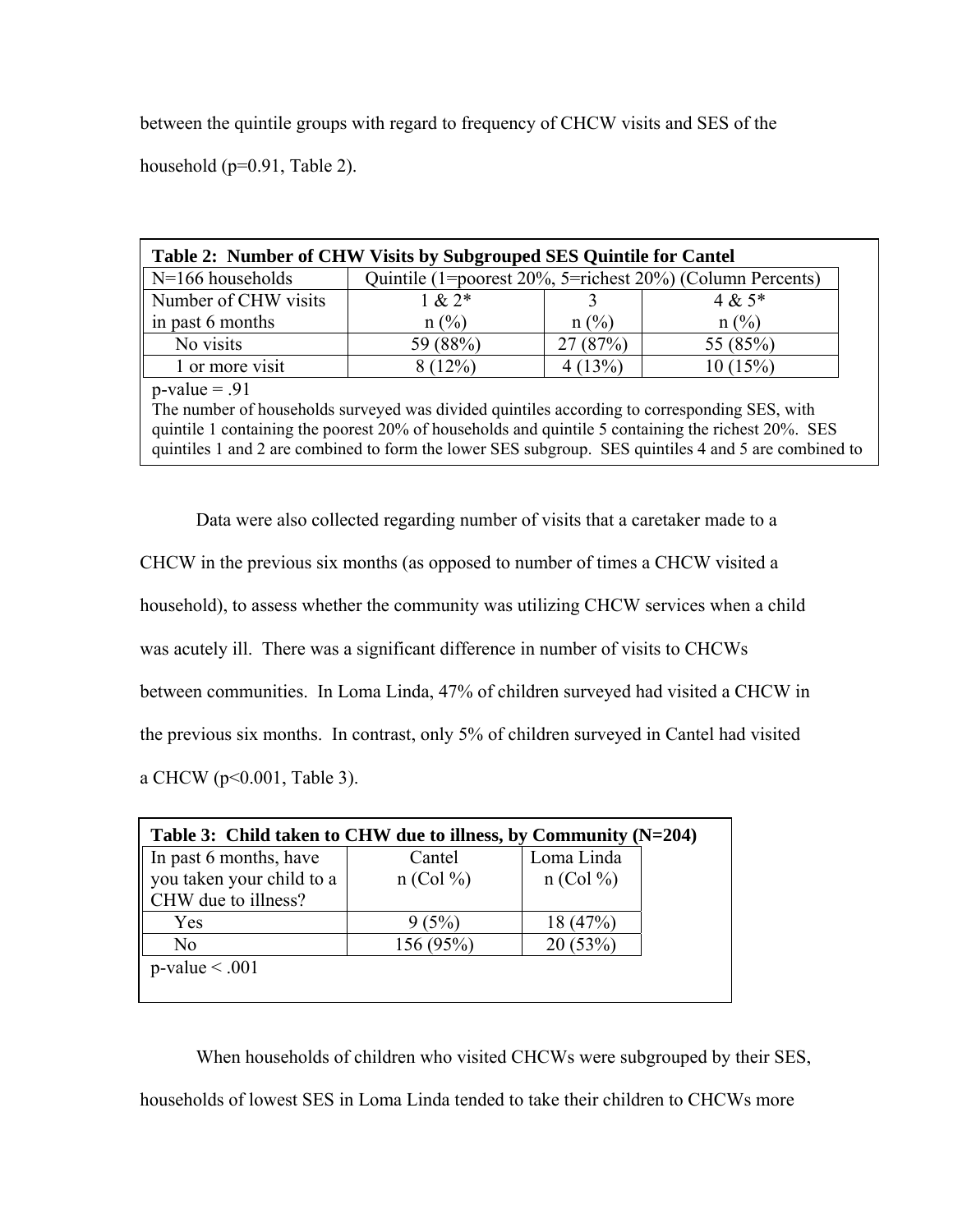between the quintile groups with regard to frequency of CHCW visits and SES of the household (p=0.91, Table 2).

**Table 2: Number of CHW Visits by Subgrouped SES Quintile for Cantel**

| N=166 households | Quintile (1=poorest 20%, 5=richest 20%) (Column Percents) | | |
|---|---|---|---|
| Number of CHW visits in past 6 months | 1 & 2* n (%) | 3 n (%) | 4 & 5* n (%) |
| No visits | 59 (88%) | 27 (87%) | 55 (85%) |
| 1 or more visit | 8 (12%) | 4 (13%) | 10 (15%) |

p-value = .91

The number of households surveyed was divided quintiles according to corresponding SES, with quintile 1 containing the poorest 20% of households and quintile 5 containing the richest 20%. SES quintiles 1 and 2 are combined to form the lower SES subgroup. SES quintiles 4 and 5 are combined to

Data were also collected regarding number of visits that a caretaker made to a CHCW in the previous six months (as opposed to number of times a CHCW visited a household), to assess whether the community was utilizing CHCW services when a child was acutely ill. There was a significant difference in number of visits to CHCWs between communities. In Loma Linda, 47% of children surveyed had visited a CHCW in the previous six months. In contrast, only 5% of children surveyed in Cantel had visited a CHCW (p<0.001, Table 3).

**Table 3: Child taken to CHW due to illness, by Community (N=204)**

| In past 6 months, have you taken your child to a CHW due to illness? | Cantel n (Col %) | Loma Linda n (Col %) |
|---|---|---|
| Yes | 9 (5%) | 18 (47%) |
| No | 156 (95%) | 20 (53%) |

p-value < .001

When households of children who visited CHCWs were subgrouped by their SES, households of lowest SES in Loma Linda tended to take their children to CHCWs more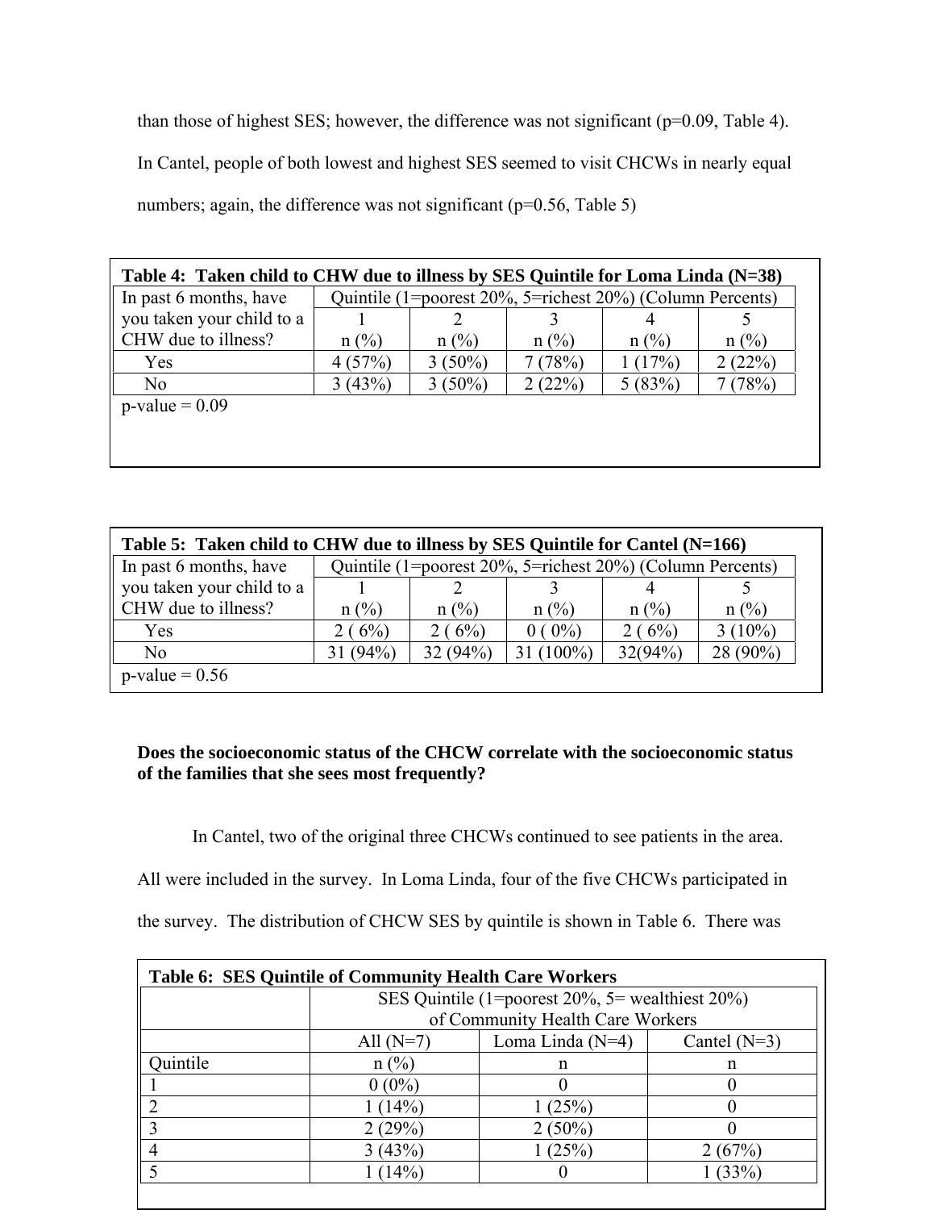than those of highest SES; however, the difference was not significant (p=0.09, Table 4). In Cantel, people of both lowest and highest SES seemed to visit CHCWs in nearly equal numbers; again, the difference was not significant (p=0.56, Table 5)

**Table 4: Taken child to CHW due to illness by SES Quintile for Loma Linda (N=38)**

| In past 6 months, have you taken your child to a CHW due to illness? | Quintile (1=poorest 20%, 5=richest 20%) (Column Percents) | | | | |
|---|---|---|---|---|---|
| | 1<br>n (%) | 2<br>n (%) | 3<br>n (%) | 4<br>n (%) | 5<br>n (%) |
| Yes | 4 (57%) | 3 (50%) | 7 (78%) | 1 (17%) | 2 (22%) |
| No | 3 (43%) | 3 (50%) | 2 (22%) | 5 (83%) | 7 (78%) |

p-value = 0.09

**Table 5: Taken child to CHW due to illness by SES Quintile for Cantel (N=166)**

| In past 6 months, have you taken your child to a CHW due to illness? | Quintile (1=poorest 20%, 5=richest 20%) (Column Percents) | | | | |
|---|---|---|---|---|---|
| | 1<br>n (%) | 2<br>n (%) | 3<br>n (%) | 4<br>n (%) | 5<br>n (%) |
| Yes | 2 ( 6%) | 2 ( 6%) | 0 ( 0%) | 2 ( 6%) | 3 (10%) |
| No | 31 (94%) | 32 (94%) | 31 (100%) | 32(94%) | 28 (90%) |

p-value = 0.56

**Does the socioeconomic status of the CHCW correlate with the socioeconomic status of the families that she sees most frequently?**

In Cantel, two of the original three CHCWs continued to see patients in the area. All were included in the survey. In Loma Linda, four of the five CHCWs participated in the survey. The distribution of CHCW SES by quintile is shown in Table 6. There was

**Table 6: SES Quintile of Community Health Care Workers**

| | SES Quintile (1=poorest 20%, 5= wealthiest 20%) of Community Health Care Workers | | |
|---|---|---|---|
| | All (N=7) | Loma Linda (N=4) | Cantel (N=3) |
| Quintile | n (%) | n | n |
| 1 | 0 (0%) | 0 | 0 |
| 2 | 1 (14%) | 1 (25%) | 0 |
| 3 | 2 (29%) | 2 (50%) | 0 |
| 4 | 3 (43%) | 1 (25%) | 2 (67%) |
| 5 | 1 (14%) | 0 | 1 (33%) |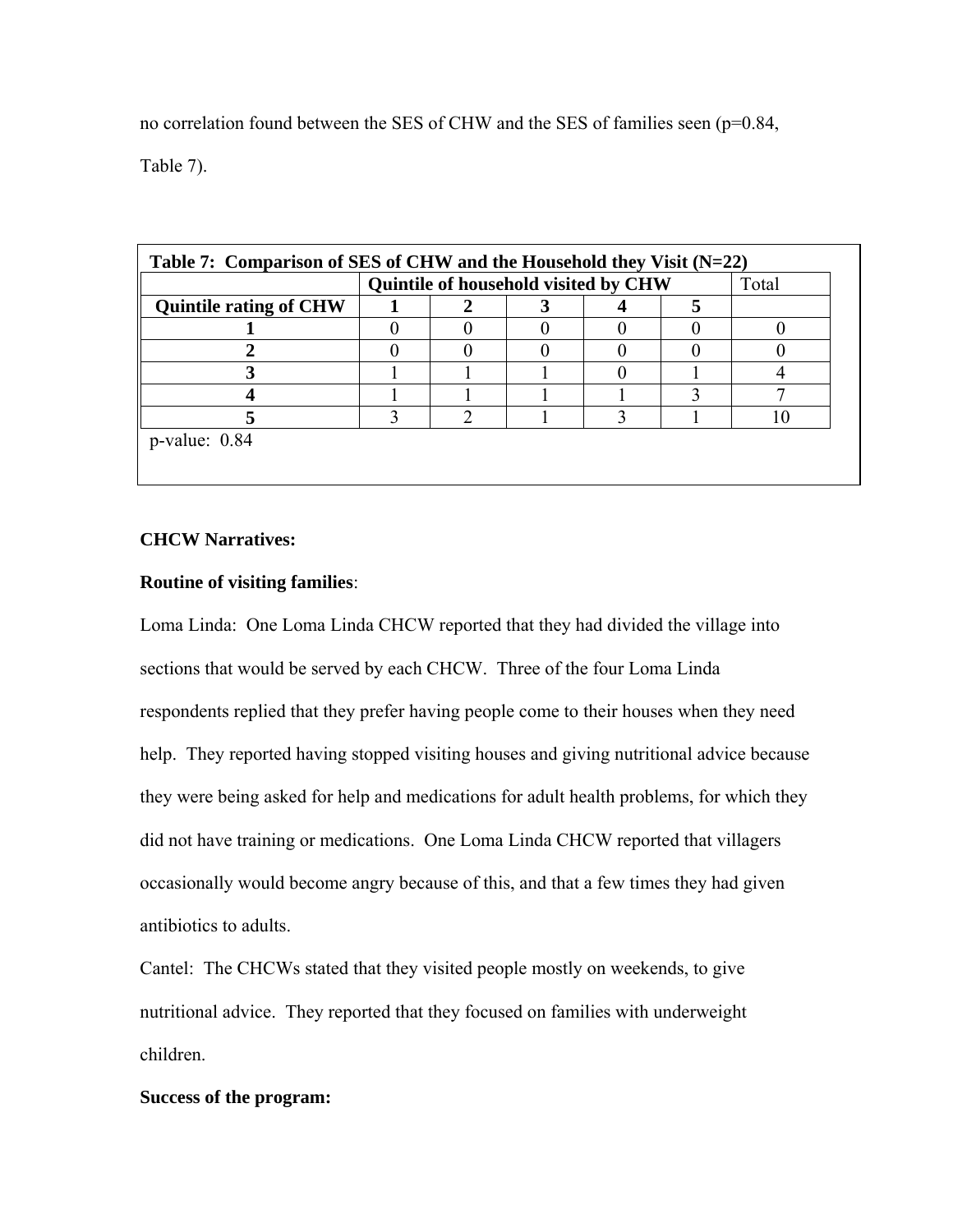no correlation found between the SES of CHW and the SES of families seen (p=0.84, Table 7).

**Table 7: Comparison of SES of CHW and the Household they Visit (N=22)**

| | **Quintile of household visited by CHW** | | | | | Total |
|---|---|---|---|---|---|---|
| **Quintile rating of CHW** | **1** | **2** | **3** | **4** | **5** | |
| **1** | 0 | 0 | 0 | 0 | 0 | 0 |
| **2** | 0 | 0 | 0 | 0 | 0 | 0 |
| **3** | 1 | 1 | 1 | 0 | 1 | 4 |
| **4** | 1 | 1 | 1 | 1 | 3 | 7 |
| **5** | 3 | 2 | 1 | 3 | 1 | 10 |

p-value: 0.84

**CHCW Narratives:**

**Routine of visiting families**:

Loma Linda: One Loma Linda CHCW reported that they had divided the village into sections that would be served by each CHCW. Three of the four Loma Linda respondents replied that they prefer having people come to their houses when they need help. They reported having stopped visiting houses and giving nutritional advice because they were being asked for help and medications for adult health problems, for which they did not have training or medications. One Loma Linda CHCW reported that villagers occasionally would become angry because of this, and that a few times they had given antibiotics to adults.

Cantel: The CHCWs stated that they visited people mostly on weekends, to give nutritional advice. They reported that they focused on families with underweight children.

**Success of the program:**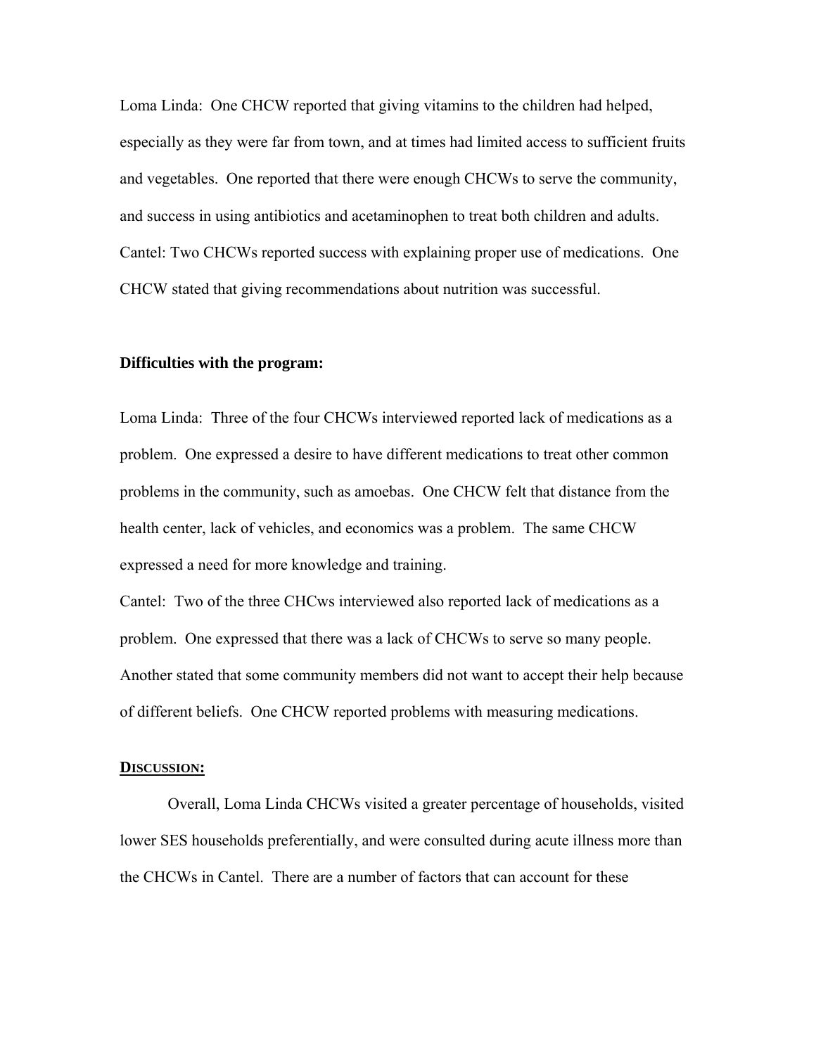Loma Linda: One CHCW reported that giving vitamins to the children had helped, especially as they were far from town, and at times had limited access to sufficient fruits and vegetables. One reported that there were enough CHCWs to serve the community, and success in using antibiotics and acetaminophen to treat both children and adults.
Cantel: Two CHCWs reported success with explaining proper use of medications. One CHCW stated that giving recommendations about nutrition was successful.

**Difficulties with the program:**

Loma Linda: Three of the four CHCWs interviewed reported lack of medications as a problem. One expressed a desire to have different medications to treat other common problems in the community, such as amoebas. One CHCW felt that distance from the health center, lack of vehicles, and economics was a problem. The same CHCW expressed a need for more knowledge and training.
Cantel: Two of the three CHCws interviewed also reported lack of medications as a problem. One expressed that there was a lack of CHCWs to serve so many people. Another stated that some community members did not want to accept their help because of different beliefs. One CHCW reported problems with measuring medications.

## DISCUSSION:

Overall, Loma Linda CHCWs visited a greater percentage of households, visited lower SES households preferentially, and were consulted during acute illness more than the CHCWs in Cantel. There are a number of factors that can account for these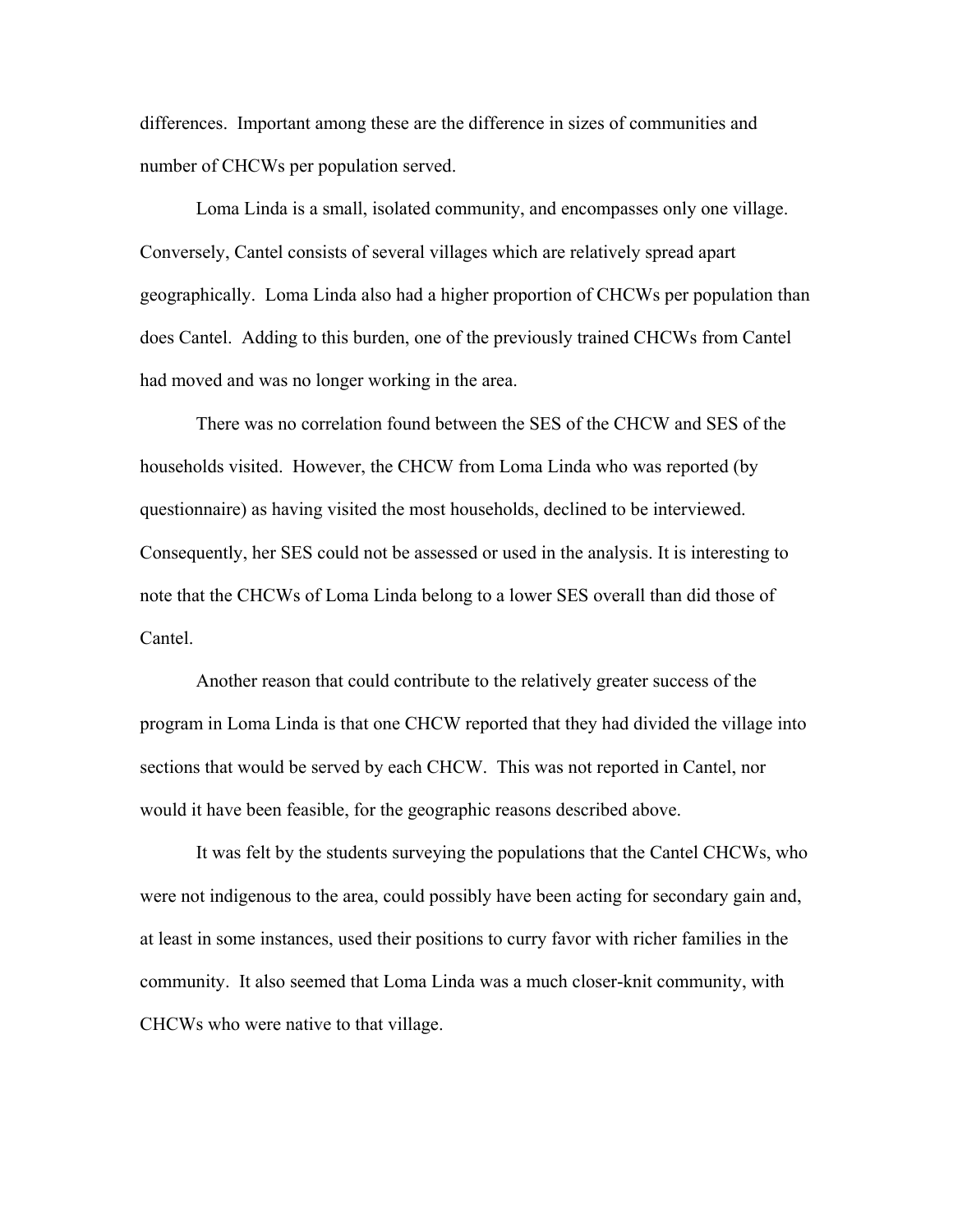differences. Important among these are the difference in sizes of communities and number of CHCWs per population served.

Loma Linda is a small, isolated community, and encompasses only one village. Conversely, Cantel consists of several villages which are relatively spread apart geographically. Loma Linda also had a higher proportion of CHCWs per population than does Cantel. Adding to this burden, one of the previously trained CHCWs from Cantel had moved and was no longer working in the area.

There was no correlation found between the SES of the CHCW and SES of the households visited. However, the CHCW from Loma Linda who was reported (by questionnaire) as having visited the most households, declined to be interviewed. Consequently, her SES could not be assessed or used in the analysis. It is interesting to note that the CHCWs of Loma Linda belong to a lower SES overall than did those of Cantel.

Another reason that could contribute to the relatively greater success of the program in Loma Linda is that one CHCW reported that they had divided the village into sections that would be served by each CHCW. This was not reported in Cantel, nor would it have been feasible, for the geographic reasons described above.

It was felt by the students surveying the populations that the Cantel CHCWs, who were not indigenous to the area, could possibly have been acting for secondary gain and, at least in some instances, used their positions to curry favor with richer families in the community. It also seemed that Loma Linda was a much closer-knit community, with CHCWs who were native to that village.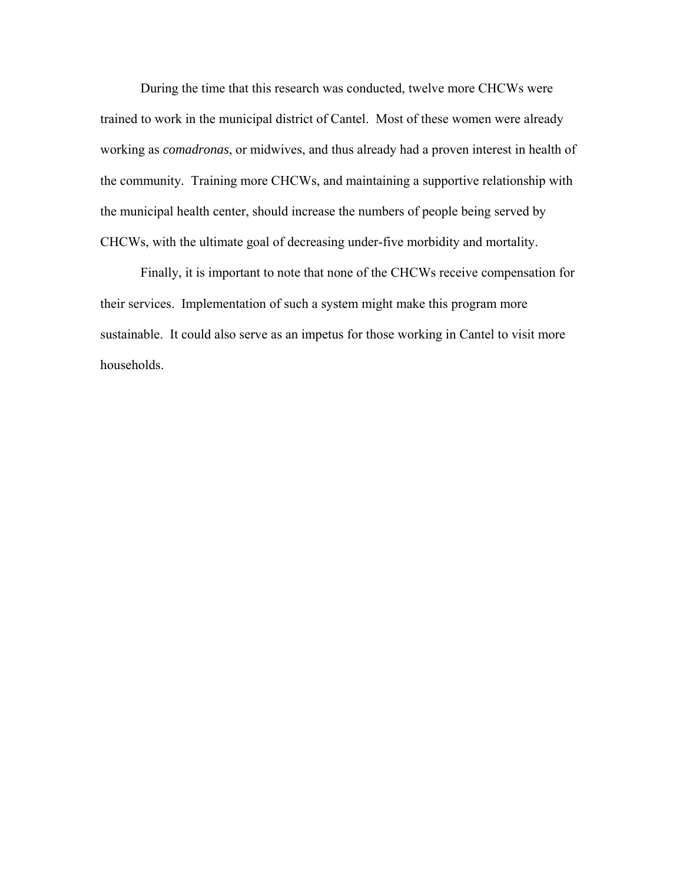During the time that this research was conducted, twelve more CHCWs were trained to work in the municipal district of Cantel. Most of these women were already working as *comadronas*, or midwives, and thus already had a proven interest in health of the community. Training more CHCWs, and maintaining a supportive relationship with the municipal health center, should increase the numbers of people being served by CHCWs, with the ultimate goal of decreasing under-five morbidity and mortality.

Finally, it is important to note that none of the CHCWs receive compensation for their services. Implementation of such a system might make this program more sustainable. It could also serve as an impetus for those working in Cantel to visit more households.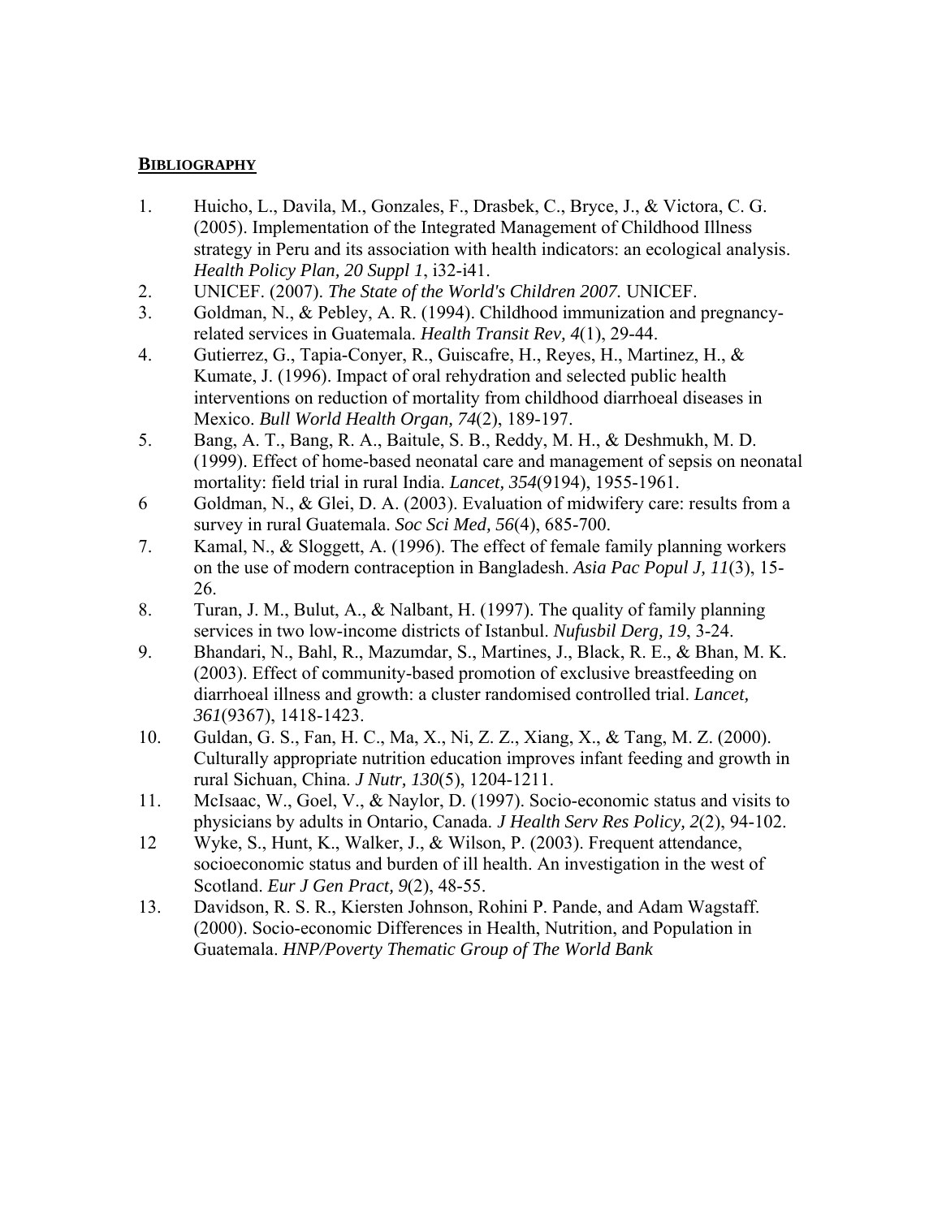## BIBLIOGRAPHY

1. Huicho, L., Davila, M., Gonzales, F., Drasbek, C., Bryce, J., & Victora, C. G. (2005). Implementation of the Integrated Management of Childhood Illness strategy in Peru and its association with health indicators: an ecological analysis. *Health Policy Plan, 20 Suppl 1*, i32-i41.
2. UNICEF. (2007). *The State of the World's Children 2007.* UNICEF.
3. Goldman, N., & Pebley, A. R. (1994). Childhood immunization and pregnancy-related services in Guatemala. *Health Transit Rev, 4*(1), 29-44.
4. Gutierrez, G., Tapia-Conyer, R., Guiscafre, H., Reyes, H., Martinez, H., & Kumate, J. (1996). Impact of oral rehydration and selected public health interventions on reduction of mortality from childhood diarrhoeal diseases in Mexico. *Bull World Health Organ, 74*(2), 189-197.
5. Bang, A. T., Bang, R. A., Baitule, S. B., Reddy, M. H., & Deshmukh, M. D. (1999). Effect of home-based neonatal care and management of sepsis on neonatal mortality: field trial in rural India. *Lancet, 354*(9194), 1955-1961.
6. Goldman, N., & Glei, D. A. (2003). Evaluation of midwifery care: results from a survey in rural Guatemala. *Soc Sci Med, 56*(4), 685-700.
7. Kamal, N., & Sloggett, A. (1996). The effect of female family planning workers on the use of modern contraception in Bangladesh. *Asia Pac Popul J, 11*(3), 15-26.
8. Turan, J. M., Bulut, A., & Nalbant, H. (1997). The quality of family planning services in two low-income districts of Istanbul. *Nufusbil Derg, 19*, 3-24.
9. Bhandari, N., Bahl, R., Mazumdar, S., Martines, J., Black, R. E., & Bhan, M. K. (2003). Effect of community-based promotion of exclusive breastfeeding on diarrhoeal illness and growth: a cluster randomised controlled trial. *Lancet, 361*(9367), 1418-1423.
10. Guldan, G. S., Fan, H. C., Ma, X., Ni, Z. Z., Xiang, X., & Tang, M. Z. (2000). Culturally appropriate nutrition education improves infant feeding and growth in rural Sichuan, China. *J Nutr, 130*(5), 1204-1211.
11. McIsaac, W., Goel, V., & Naylor, D. (1997). Socio-economic status and visits to physicians by adults in Ontario, Canada. *J Health Serv Res Policy, 2*(2), 94-102.
12. Wyke, S., Hunt, K., Walker, J., & Wilson, P. (2003). Frequent attendance, socioeconomic status and burden of ill health. An investigation in the west of Scotland. *Eur J Gen Pract, 9*(2), 48-55.
13. Davidson, R. S. R., Kiersten Johnson, Rohini P. Pande, and Adam Wagstaff. (2000). Socio-economic Differences in Health, Nutrition, and Population in Guatemala. *HNP/Poverty Thematic Group of The World Bank*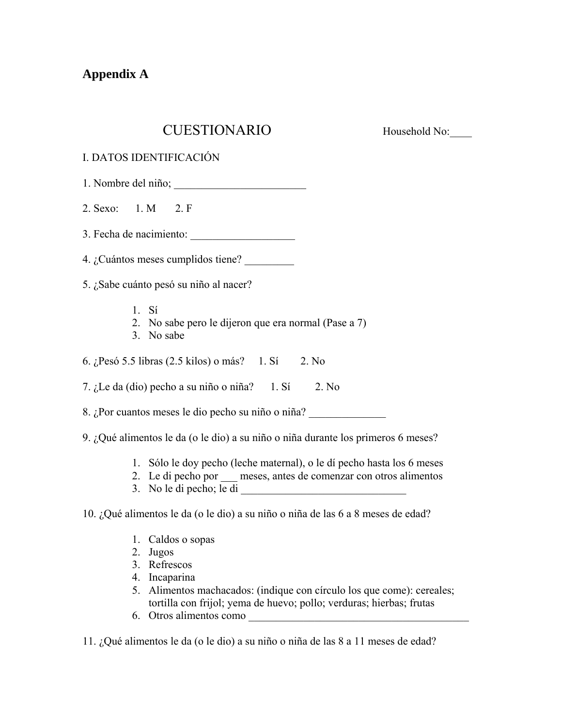## Appendix A

# CUESTIONARIO

Household No:____

I. DATOS IDENTIFICACIÓN

1. Nombre del niño; ________________________

2. Sexo:  1. M  2. F

3. Fecha de nacimiento: ___________________

4. ¿Cuántos meses cumplidos tiene? _________

5. ¿Sabe cuánto pesó su niño al nacer?

   1. Sí
   2. No sabe pero le dijeron que era normal (Pase a 7)
   3. No sabe

6. ¿Pesó 5.5 libras (2.5 kilos) o más?  1. Sí  2. No

7. ¿Le da (dio) pecho a su niño o niña?  1. Sí  2. No

8. ¿Por cuantos meses le dio pecho su niño o niña? ______________

9. ¿Qué alimentos le da (o le dio) a su niño o niña durante los primeros 6 meses?

   1. Sólo le doy pecho (leche maternal), o le dí pecho hasta los 6 meses
   2. Le di pecho por ___ meses, antes de comenzar con otros alimentos
   3. No le di pecho; le di ______________________________

10. ¿Qué alimentos le da (o le dio) a su niño o niña de las 6 a 8 meses de edad?

    1. Caldos o sopas
    2. Jugos
    3. Refrescos
    4. Incaparina
    5. Alimentos machacados: (indique con círculo los que come): cereales; tortilla con frijol; yema de huevo; pollo; verduras; hierbas; frutas
    6. Otros alimentos como __________________________________________

11. ¿Qué alimentos le da (o le dio) a su niño o niña de las 8 a 11 meses de edad?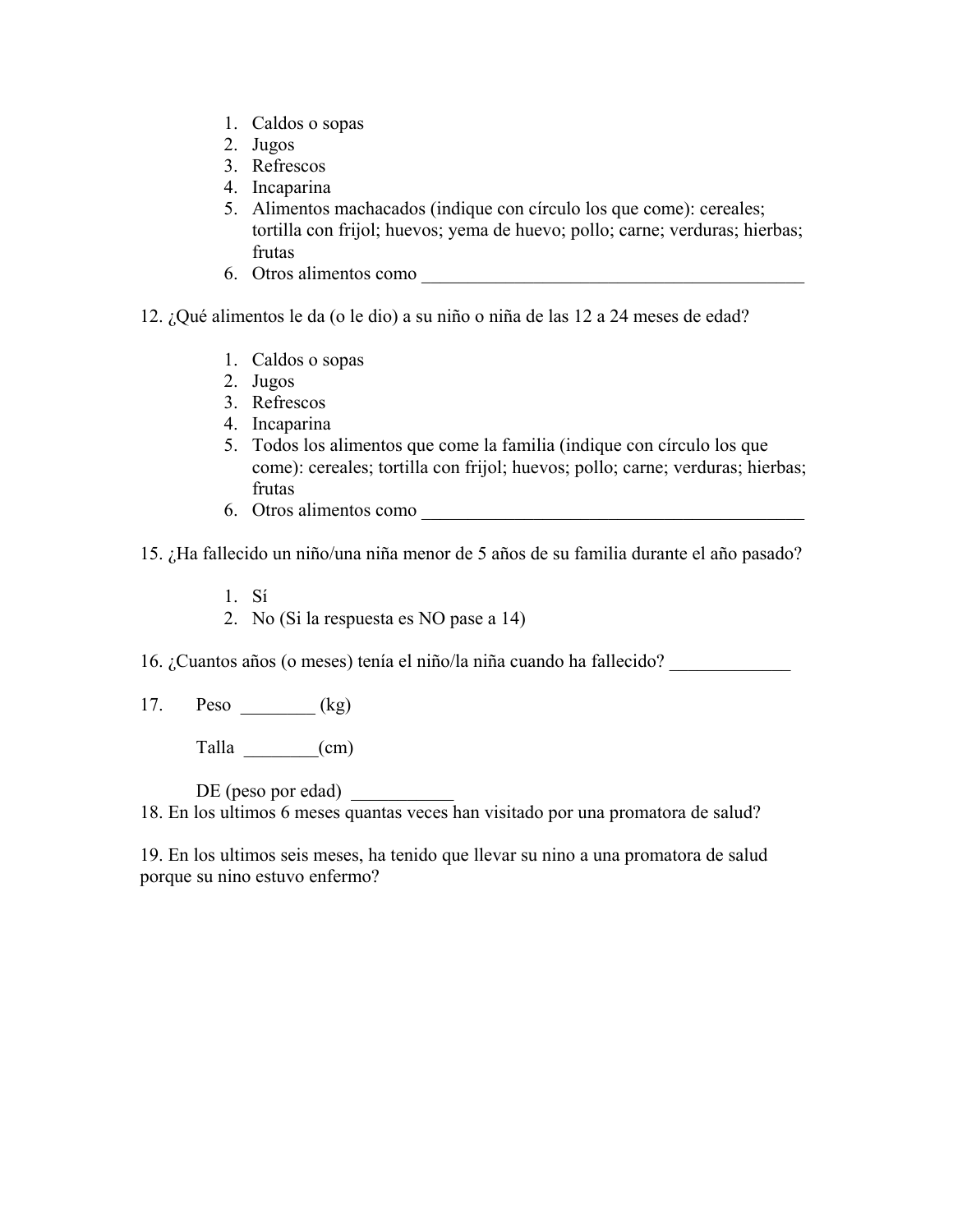1. Caldos o sopas
2. Jugos
3. Refrescos
4. Incaparina
5. Alimentos machacados (indique con círculo los que come): cereales; tortilla con frijol; huevos; yema de huevo; pollo; carne; verduras; hierbas; frutas
6. Otros alimentos como ___________________________________________

12. ¿Qué alimentos le da (o le dio) a su niño o niña de las 12 a 24 meses de edad?

1. Caldos o sopas
2. Jugos
3. Refrescos
4. Incaparina
5. Todos los alimentos que come la familia (indique con círculo los que come): cereales; tortilla con frijol; huevos; pollo; carne; verduras; hierbas; frutas
6. Otros alimentos como ___________________________________________

15. ¿Ha fallecido un niño/una niña menor de 5 años de su familia durante el año pasado?

1. Sí
2. No (Si la respuesta es NO pase a 14)

16. ¿Cuantos años (o meses) tenía el niño/la niña cuando ha fallecido? _____________

17. Peso ________ (kg)

Talla ________(cm)

DE (peso por edad) ___________

18. En los ultimos 6 meses quantas veces han visitado por una promatora de salud?

19. En los ultimos seis meses, ha tenido que llevar su nino a una promatora de salud porque su nino estuvo enfermo?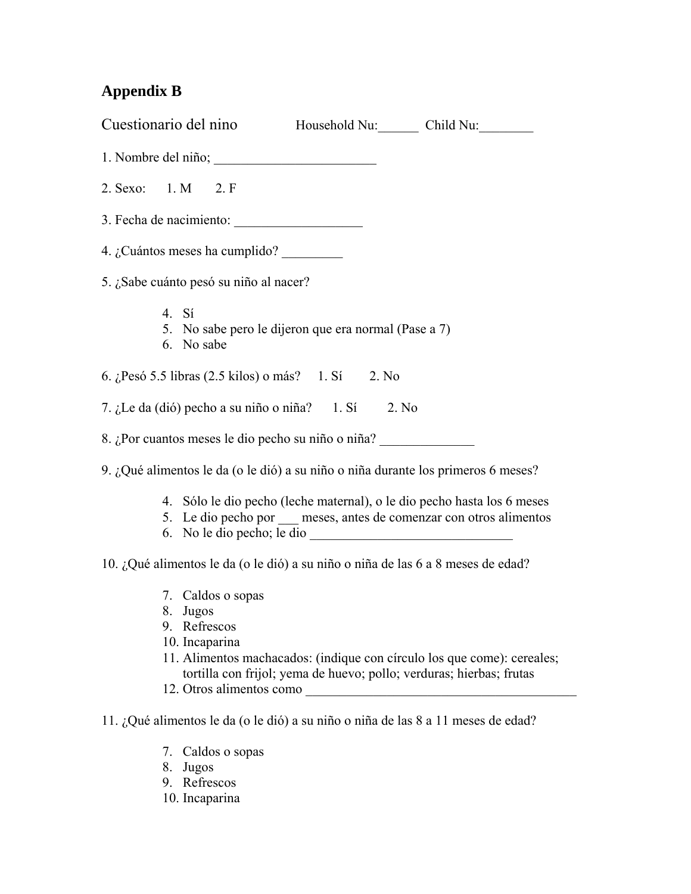## Appendix B

Cuestionario del nino Household Nu:______ Child Nu:________

1. Nombre del niño; ________________________

2. Sexo: 1. M 2. F

3. Fecha de nacimiento: ___________________

4. ¿Cuántos meses ha cumplido? _________

5. ¿Sabe cuánto pesó su niño al nacer?

    4. Sí
    5. No sabe pero le dijeron que era normal (Pase a 7)
    6. No sabe

6. ¿Pesó 5.5 libras (2.5 kilos) o más? 1. Sí 2. No

7. ¿Le da (dió) pecho a su niño o niña? 1. Sí 2. No

8. ¿Por cuantos meses le dio pecho su niño o niña? ______________

9. ¿Qué alimentos le da (o le dió) a su niño o niña durante los primeros 6 meses?

    4. Sólo le dio pecho (leche maternal), o le dio pecho hasta los 6 meses
    5. Le dio pecho por ___ meses, antes de comenzar con otros alimentos
    6. No le dio pecho; le dio ______________________________

10. ¿Qué alimentos le da (o le dió) a su niño o niña de las 6 a 8 meses de edad?

    7. Caldos o sopas
    8. Jugos
    9. Refrescos
    10. Incaparina
    11. Alimentos machacados: (indique con círculo los que come): cereales; tortilla con frijol; yema de huevo; pollo; verduras; hierbas; frutas
    12. Otros alimentos como ________________________________________

11. ¿Qué alimentos le da (o le dió) a su niño o niña de las 8 a 11 meses de edad?

    7. Caldos o sopas
    8. Jugos
    9. Refrescos
    10. Incaparina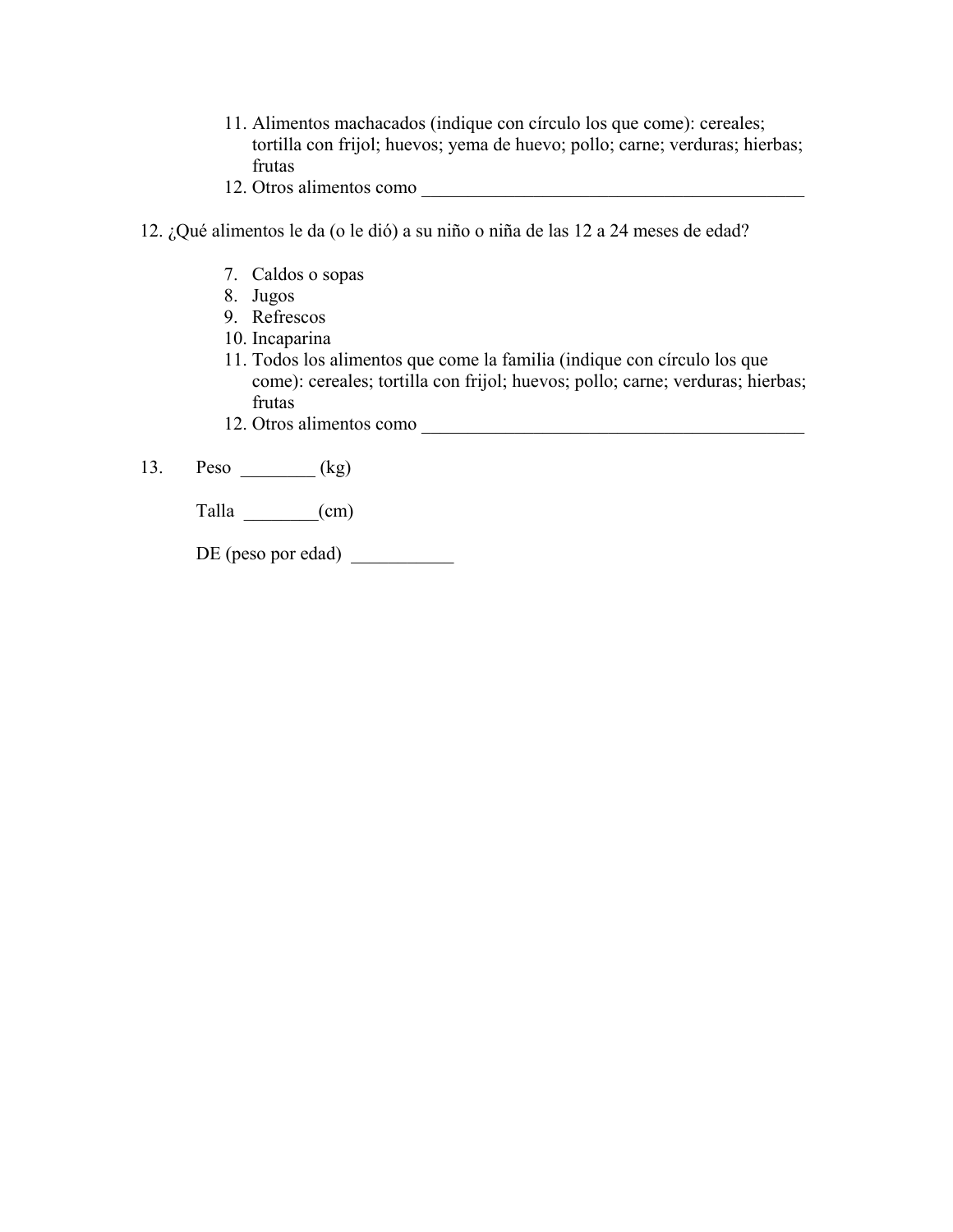11. Alimentos machacados (indique con círculo los que come): cereales; tortilla con frijol; huevos; yema de huevo; pollo; carne; verduras; hierbas; frutas
12. Otros alimentos como ___________________________________________

12. ¿Qué alimentos le da (o le dió) a su niño o niña de las 12 a 24 meses de edad?

7. Caldos o sopas
8. Jugos
9. Refrescos
10. Incaparina
11. Todos los alimentos que come la familia (indique con círculo los que come): cereales; tortilla con frijol; huevos; pollo; carne; verduras; hierbas; frutas
12. Otros alimentos como ___________________________________________

13. Peso ________ (kg)

Talla ________(cm)

DE (peso por edad) ___________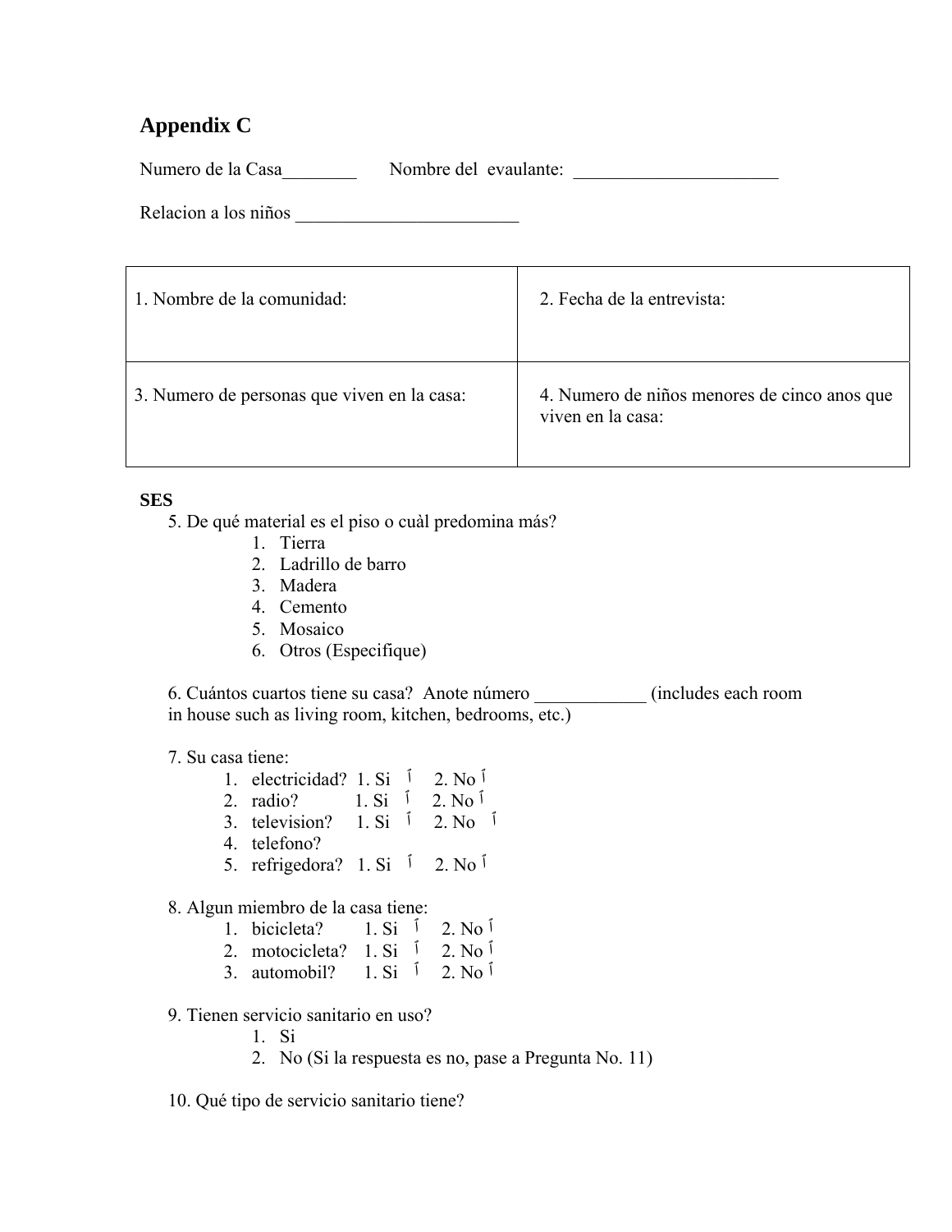## Appendix C

Numero de la Casa________ Nombre del evaulante: ______________________

Relacion a los niños ________________________

| 1. Nombre de la comunidad: | 2. Fecha de la entrevista: |
|---|---|
| 3. Numero de personas que viven en la casa: | 4. Numero de niños menores de cinco anos que viven en la casa: |

**SES**

5. De qué material es el piso o cuàl predomina más?
    1. Tierra
    2. Ladrillo de barro
    3. Madera
    4. Cemento
    5. Mosaico
    6. Otros (Especifique)

6. Cuántos cuartos tiene su casa? Anote número ____________ (includes each room in house such as living room, kitchen, bedrooms, etc.)

7. Su casa tiene:
    1. electricidad? 1. Si ☐ 2. No ☐
    2. radio? 1. Si ☐ 2. No ☐
    3. television? 1. Si ☐ 2. No ☐
    4. telefono?
    5. refrigedora? 1. Si ☐ 2. No ☐

8. Algun miembro de la casa tiene:
    1. bicicleta? 1. Si ☐ 2. No ☐
    2. motocicleta? 1. Si ☐ 2. No ☐
    3. automobil? 1. Si ☐ 2. No ☐

9. Tienen servicio sanitario en uso?
    1. Si
    2. No (Si la respuesta es no, pase a Pregunta No. 11)

10. Qué tipo de servicio sanitario tiene?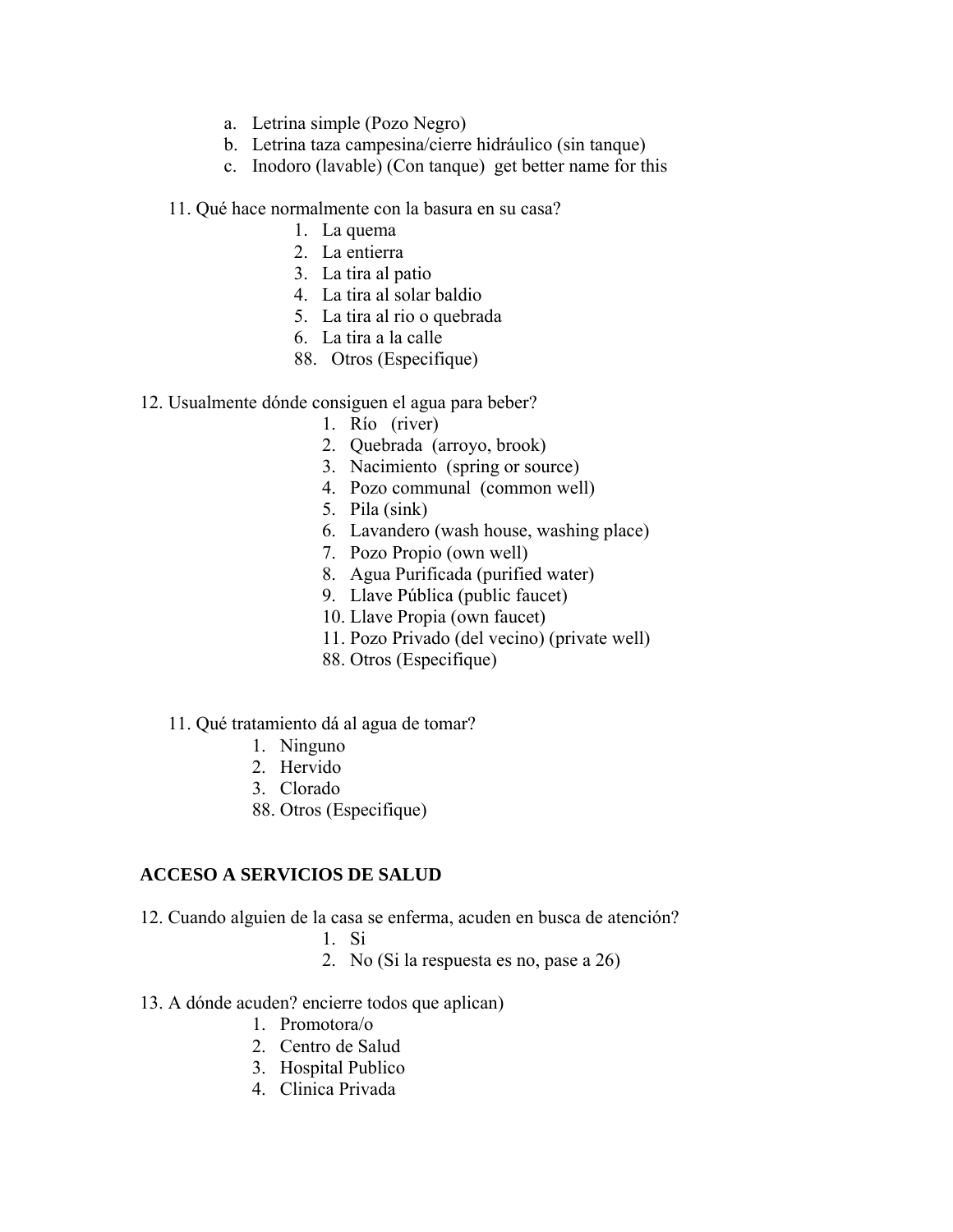a. Letrina simple (Pozo Negro)
b. Letrina taza campesina/cierre hidráulico (sin tanque)
c. Inodoro (lavable) (Con tanque) get better name for this

11. Qué hace normalmente con la basura en su casa?
    1. La quema
    2. La entierra
    3. La tira al patio
    4. La tira al solar baldio
    5. La tira al rio o quebrada
    6. La tira a la calle
    88. Otros (Especifique)

12. Usualmente dónde consiguen el agua para beber?
    1. Río (river)
    2. Quebrada (arroyo, brook)
    3. Nacimiento (spring or source)
    4. Pozo communal (common well)
    5. Pila (sink)
    6. Lavandero (wash house, washing place)
    7. Pozo Propio (own well)
    8. Agua Purificada (purified water)
    9. Llave Pública (public faucet)
    10. Llave Propia (own faucet)
    11. Pozo Privado (del vecino) (private well)
    88. Otros (Especifique)

11. Qué tratamiento dá al agua de tomar?
    1. Ninguno
    2. Hervido
    3. Clorado
    88. Otros (Especifique)

**ACCESO A SERVICIOS DE SALUD**

12. Cuando alguien de la casa se enferma, acuden en busca de atención?
    1. Si
    2. No (Si la respuesta es no, pase a 26)

13. A dónde acuden? encierre todos que aplican)
    1. Promotora/o
    2. Centro de Salud
    3. Hospital Publico
    4. Clinica Privada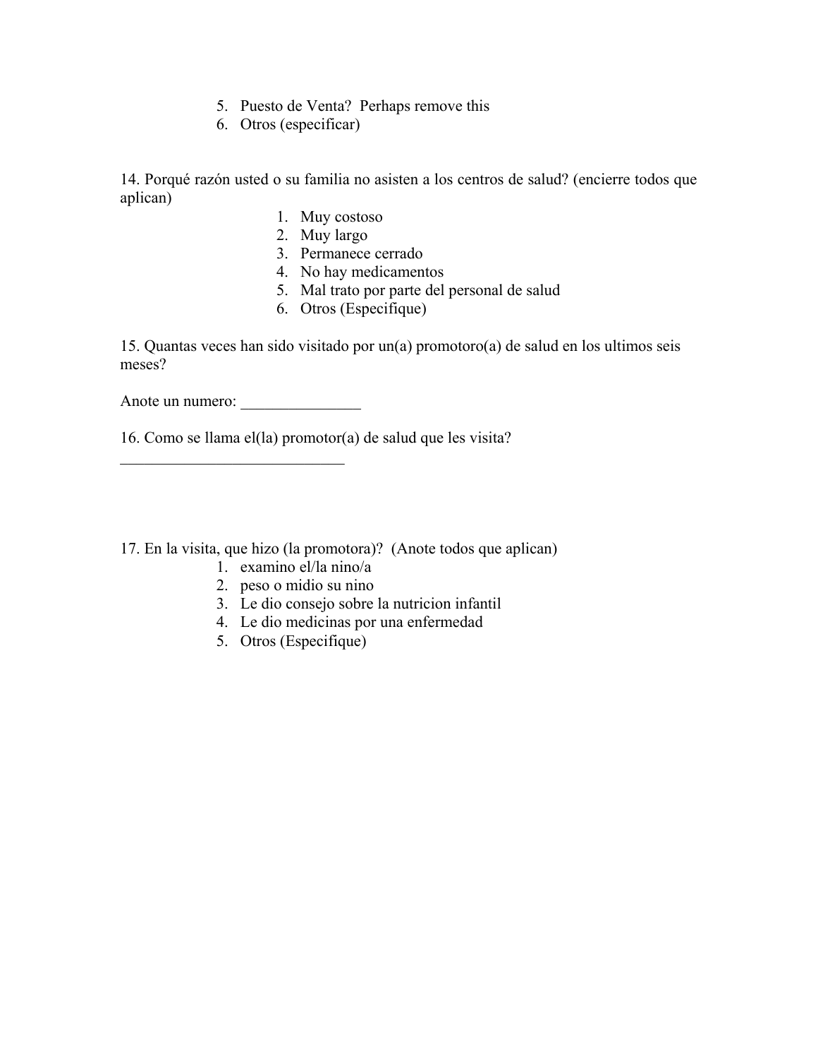5. Puesto de Venta? Perhaps remove this
6. Otros (especificar)

14. Porqué razón usted o su familia no asisten a los centros de salud? (encierre todos que aplican)

1. Muy costoso
2. Muy largo
3. Permanece cerrado
4. No hay medicamentos
5. Mal trato por parte del personal de salud
6. Otros (Especifique)

15. Quantas veces han sido visitado por un(a) promotoro(a) de salud en los ultimos seis meses?

Anote un numero: _______________

16. Como se llama el(la) promotor(a) de salud que les visita?

_____________________________

17. En la visita, que hizo (la promotora)? (Anote todos que aplican)

1. examino el/la nino/a
2. peso o midio su nino
3. Le dio consejo sobre la nutricion infantil
4. Le dio medicinas por una enfermedad
5. Otros (Especifique)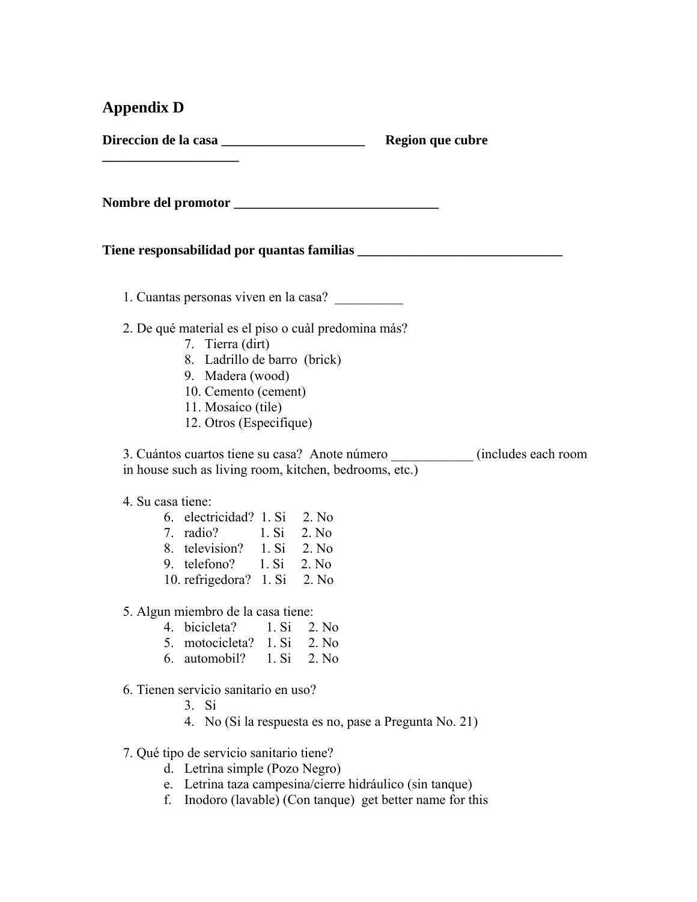## Appendix D

**Direccion de la casa _____________________ Region que cubre ____________________**

**Nombre del promotor ______________________________**

**Tiene responsabilidad por quantas familias ______________________________**

1. Cuantas personas viven en la casa? __________

2. De qué material es el piso o cuàl predomina más?
   7. Tierra (dirt)
   8. Ladrillo de barro (brick)
   9. Madera (wood)
   10. Cemento (cement)
   11. Mosaico (tile)
   12. Otros (Especifique)

3. Cuántos cuartos tiene su casa? Anote número ____________ (includes each room in house such as living room, kitchen, bedrooms, etc.)

4. Su casa tiene:
   6. electricidad? 1. Si 2. No
   7. radio? 1. Si 2. No
   8. television? 1. Si 2. No
   9. telefono? 1. Si 2. No
   10. refrigedora? 1. Si 2. No

5. Algun miembro de la casa tiene:
   4. bicicleta? 1. Si 2. No
   5. motocicleta? 1. Si 2. No
   6. automobil? 1. Si 2. No

6. Tienen servicio sanitario en uso?
   3. Si
   4. No (Si la respuesta es no, pase a Pregunta No. 21)

7. Qué tipo de servicio sanitario tiene?
   d. Letrina simple (Pozo Negro)
   e. Letrina taza campesina/cierre hidráulico (sin tanque)
   f. Inodoro (lavable) (Con tanque) get better name for this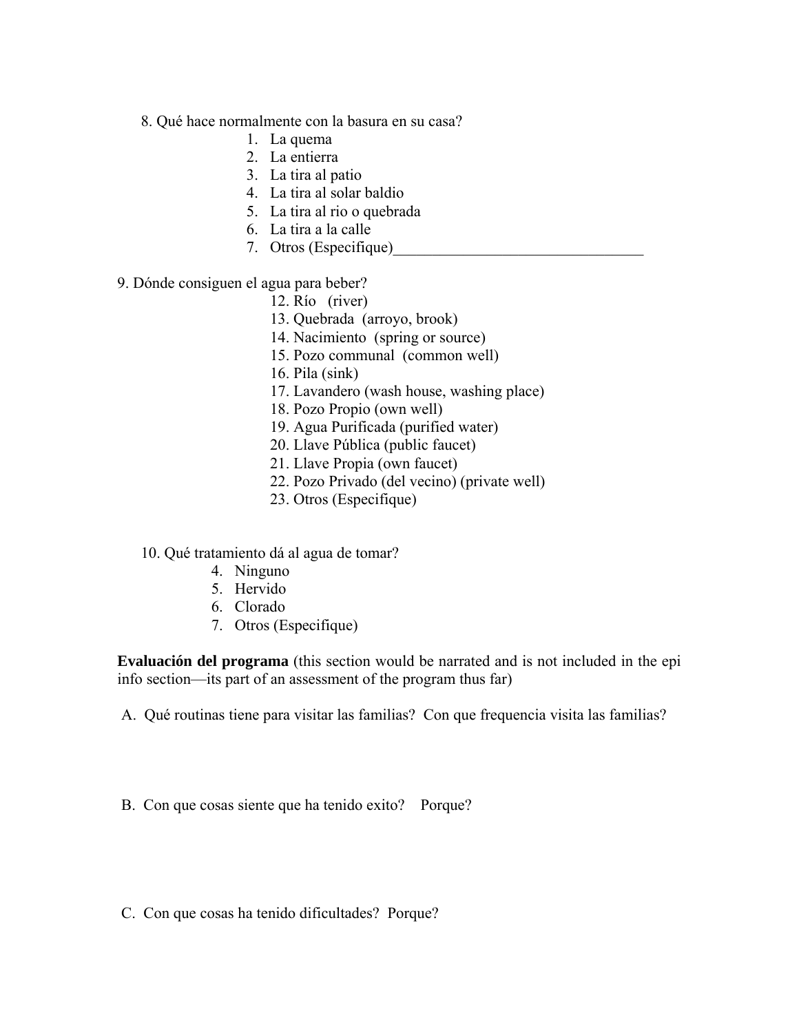8. Qué hace normalmente con la basura en su casa?

1. La quema
2. La entierra
3. La tira al patio
4. La tira al solar baldio
5. La tira al rio o quebrada
6. La tira a la calle
7. Otros (Especifique)________________________________

9. Dónde consiguen el agua para beber?

12. Río (river)
13. Quebrada (arroyo, brook)
14. Nacimiento (spring or source)
15. Pozo communal (common well)
16. Pila (sink)
17. Lavandero (wash house, washing place)
18. Pozo Propio (own well)
19. Agua Purificada (purified water)
20. Llave Pública (public faucet)
21. Llave Propia (own faucet)
22. Pozo Privado (del vecino) (private well)
23. Otros (Especifique)

10. Qué tratamiento dá al agua de tomar?

4. Ninguno
5. Hervido
6. Clorado
7. Otros (Especifique)

**Evaluación del programa** (this section would be narrated and is not included in the epi info section—its part of an assessment of the program thus far)

A. Qué routinas tiene para visitar las familias? Con que frequencia visita las familias?

B. Con que cosas siente que ha tenido exito? Porque?

C. Con que cosas ha tenido dificultades? Porque?